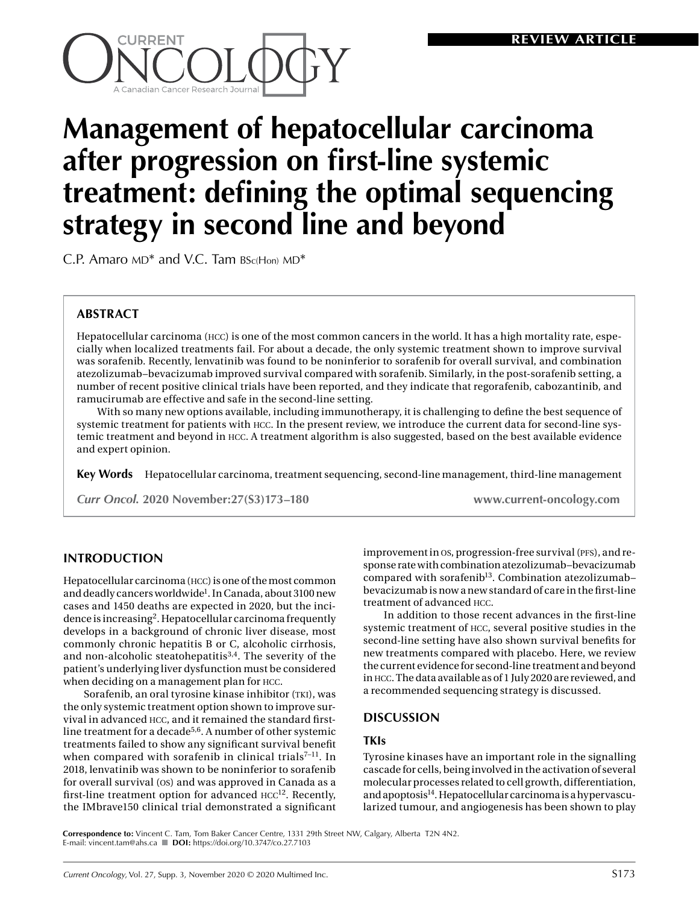REVIEW ARTICLE

# Management of hepatocellular carcinoma after progression on first-line systemic treatment: defining the optimal sequencing strategy in second line and beyond

C.P. Amaro MD* and V.C. Tam BSc(Hon) MD*

## ABSTRACT

Hepatocellular carcinoma (HCC) is one of the most common cancers in the world. It has a high mortality rate, especially when localized treatments fail. For about a decade, the only systemic treatment shown to improve survival was sorafenib. Recently, lenvatinib was found to be noninferior to sorafenib for overall survival, and combination atezolizumab–bevacizumab improved survival compared with sorafenib. Similarly, in the post-sorafenib setting, a number of recent positive clinical trials have been reported, and they indicate that regorafenib, cabozantinib, and ramucirumab are effective and safe in the second-line setting.

With so many new options available, including immunotherapy, it is challenging to define the best sequence of systemic treatment for patients with HCC. In the present review, we introduce the current data for second-line systemic treatment and beyond in HCC. A treatment algorithm is also suggested, based on the best available evidence and expert opinion.

**Key Words** Hepatocellular carcinoma, treatment sequencing, second-line management, third-line management

*Curr Oncol.* **2020 November:27(S3)173–180** **www.current-oncology.com**

## INTRODUCTION

Hepatocellular carcinoma (HCC) is one of the most common and deadly cancers worldwide[1]. In Canada, about 3100 new cases and 1450 deaths are expected in 2020, but the incidence is increasing[2]. Hepatocellular carcinoma frequently develops in a background of chronic liver disease, most commonly chronic hepatitis B or C, alcoholic cirrhosis, and non-alcoholic steatohepatitis[3,4]. The severity of the patient's underlying liver dysfunction must be considered when deciding on a management plan for HCC.

Sorafenib, an oral tyrosine kinase inhibitor (TKI), was the only systemic treatment option shown to improve survival in advanced HCC, and it remained the standard first-line treatment for a decade[5,6]. A number of other systemic treatments failed to show any significant survival benefit when compared with sorafenib in clinical trials[7–11]. In 2018, lenvatinib was shown to be noninferior to sorafenib for overall survival (OS) and was approved in Canada as a first-line treatment option for advanced HCC[12]. Recently, the IMbrave150 clinical trial demonstrated a significant improvement in OS, progression-free survival (PFS), and response rate with combination atezolizumab–bevacizumab compared with sorafenib[13]. Combination atezolizumab–bevacizumab is now a new standard of care in the first-line treatment of advanced HCC.

In addition to those recent advances in the first-line systemic treatment of HCC, several positive studies in the second-line setting have also shown survival benefits for new treatments compared with placebo. Here, we review the current evidence for second-line treatment and beyond in HCC. The data available as of 1 July 2020 are reviewed, and a recommended sequencing strategy is discussed.

## DISCUSSION

### TKIs

Tyrosine kinases have an important role in the signalling cascade for cells, being involved in the activation of several molecular processes related to cell growth, differentiation, and apoptosis[14]. Hepatocellular carcinoma is a hypervascularized tumour, and angiogenesis has been shown to play

**Correspondence to:** Vincent C. Tam, Tom Baker Cancer Centre, 1331 29th Street NW, Calgary, Alberta T2N 4N2.
E-mail: vincent.tam@ahs.ca ■ **DOI:** https://doi.org/10.3747/co.27.7103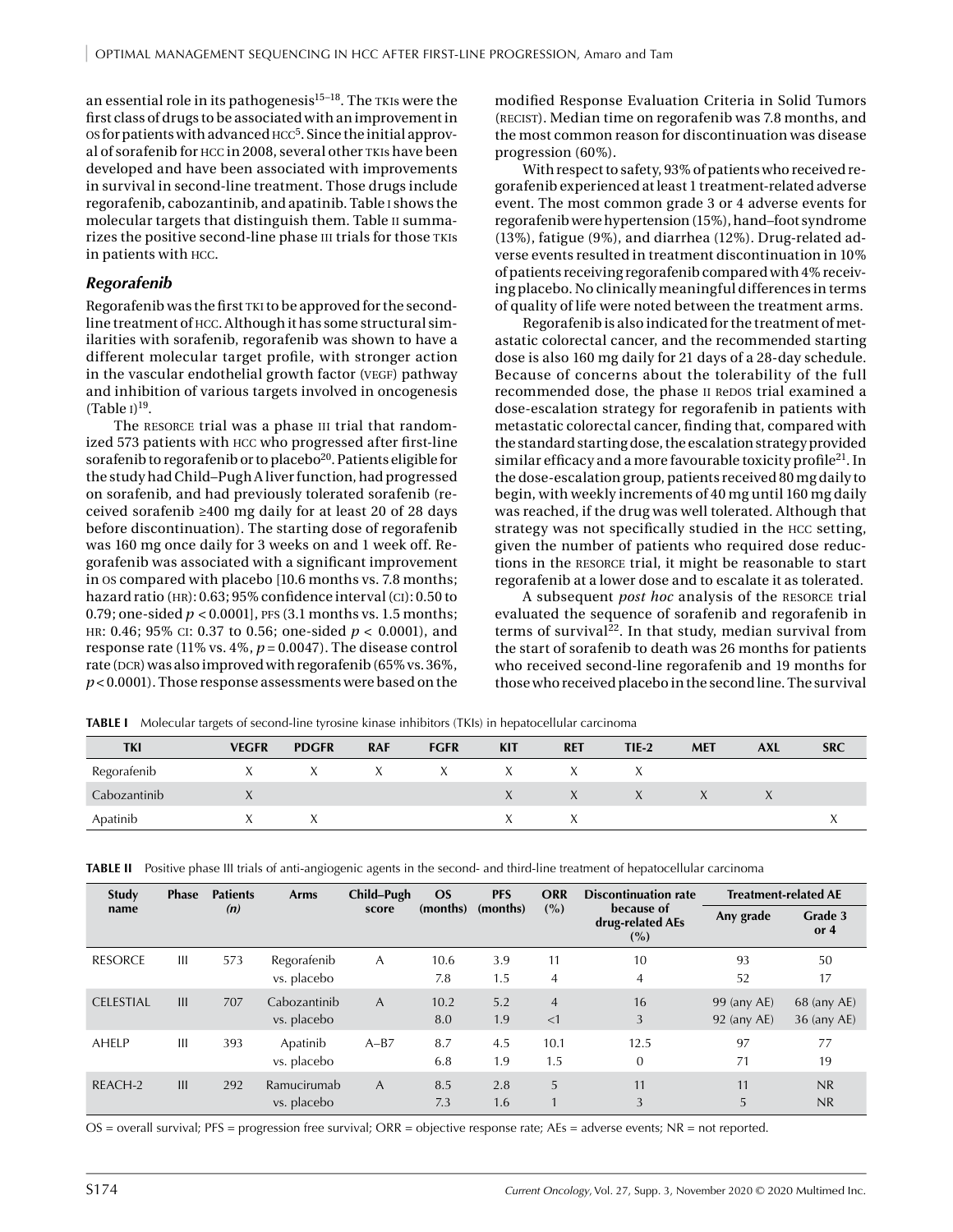an essential role in its pathogenesis[15–18]. The TKIs were the first class of drugs to be associated with an improvement in OS for patients with advanced HCC[5]. Since the initial approval of sorafenib for HCC in 2008, several other TKIs have been developed and have been associated with improvements in survival in second-line treatment. Those drugs include regorafenib, cabozantinib, and apatinib. Table I shows the molecular targets that distinguish them. Table II summarizes the positive second-line phase III trials for those TKIs in patients with HCC.

### Regorafenib

Regorafenib was the first TKI to be approved for the second-line treatment of HCC. Although it has some structural similarities with sorafenib, regorafenib was shown to have a different molecular target profile, with stronger action in the vascular endothelial growth factor (VEGF) pathway and inhibition of various targets involved in oncogenesis (Table I)[19].

The RESORCE trial was a phase III trial that randomized 573 patients with HCC who progressed after first-line sorafenib to regorafenib or to placebo[20]. Patients eligible for the study had Child–Pugh A liver function, had progressed on sorafenib, and had previously tolerated sorafenib (received sorafenib ≥400 mg daily for at least 20 of 28 days before discontinuation). The starting dose of regorafenib was 160 mg once daily for 3 weeks on and 1 week off. Regorafenib was associated with a significant improvement in OS compared with placebo [10.6 months vs. 7.8 months; hazard ratio (HR): 0.63; 95% confidence interval (CI): 0.50 to 0.79; one-sided $p < 0.0001$], PFS (3.1 months vs. 1.5 months; HR: 0.46; 95% CI: 0.37 to 0.56; one-sided $p < 0.0001$), and response rate (11% vs. 4%, $p = 0.0047$). The disease control rate (DCR) was also improved with regorafenib (65% vs. 36%, $p < 0.0001$). Those response assessments were based on the modified Response Evaluation Criteria in Solid Tumors (RECIST). Median time on regorafenib was 7.8 months, and the most common reason for discontinuation was disease progression (60%).

With respect to safety, 93% of patients who received regorafenib experienced at least 1 treatment-related adverse event. The most common grade 3 or 4 adverse events for regorafenib were hypertension (15%), hand–foot syndrome (13%), fatigue (9%), and diarrhea (12%). Drug-related adverse events resulted in treatment discontinuation in 10% of patients receiving regorafenib compared with 4% receiving placebo. No clinically meaningful differences in terms of quality of life were noted between the treatment arms.

Regorafenib is also indicated for the treatment of metastatic colorectal cancer, and the recommended starting dose is also 160 mg daily for 21 days of a 28-day schedule. Because of concerns about the tolerability of the full recommended dose, the phase II ReDOS trial examined a dose-escalation strategy for regorafenib in patients with metastatic colorectal cancer, finding that, compared with the standard starting dose, the escalation strategy provided similar efficacy and a more favourable toxicity profile[21]. In the dose-escalation group, patients received 80 mg daily to begin, with weekly increments of 40 mg until 160 mg daily was reached, if the drug was well tolerated. Although that strategy was not specifically studied in the HCC setting, given the number of patients who required dose reductions in the RESORCE trial, it might be reasonable to start regorafenib at a lower dose and to escalate it as tolerated.

A subsequent *post hoc* analysis of the RESORCE trial evaluated the sequence of sorafenib and regorafenib in terms of survival[22]. In that study, median survival from the start of sorafenib to death was 26 months for patients who received second-line regorafenib and 19 months for those who received placebo in the second line. The survival

**TABLE I** Molecular targets of second-line tyrosine kinase inhibitors (TKIs) in hepatocellular carcinoma

| TKI | VEGFR | PDGFR | RAF | FGFR | KIT | RET | TIE-2 | MET | AXL | SRC |
|---|---|---|---|---|---|---|---|---|---|---|
| Regorafenib | X | X | X | X | X | X | X | | | |
| Cabozantinib | X | | | | X | X | X | X | X | |
| Apatinib | X | X | | | X | X | | | | X |

**TABLE II** Positive phase III trials of anti-angiogenic agents in the second- and third-line treatment of hepatocellular carcinoma

| Study name | Phase | Patients (n) | Arms | Child–Pugh score | OS (months) | PFS (months) | ORR (%) | Discontinuation rate because of drug-related AEs (%) | Treatment-related AE | |
|---|---|---|---|---|---|---|---|---|---|---|
| | | | | | | | | | Any grade | Grade 3 or 4 |
| RESORCE | III | 573 | Regorafenib | A | 10.6 | 3.9 | 11 | 10 | 93 | 50 |
| | | | vs. placebo | | 7.8 | 1.5 | 4 | 4 | 52 | 17 |
| CELESTIAL | III | 707 | Cabozantinib | A | 10.2 | 5.2 | 4 | 16 | 99 (any AE) | 68 (any AE) |
| | | | vs. placebo | | 8.0 | 1.9 | <1 | 3 | 92 (any AE) | 36 (any AE) |
| AHELP | III | 393 | Apatinib | A–B7 | 8.7 | 4.5 | 10.1 | 12.5 | 97 | 77 |
| | | | vs. placebo | | 6.8 | 1.9 | 1.5 | 0 | 71 | 19 |
| REACH-2 | III | 292 | Ramucirumab | A | 8.5 | 2.8 | 5 | 11 | 11 | NR |
| | | | vs. placebo | | 7.3 | 1.6 | 1 | 3 | 5 | NR |

OS = overall survival; PFS = progression free survival; ORR = objective response rate; AEs = adverse events; NR = not reported.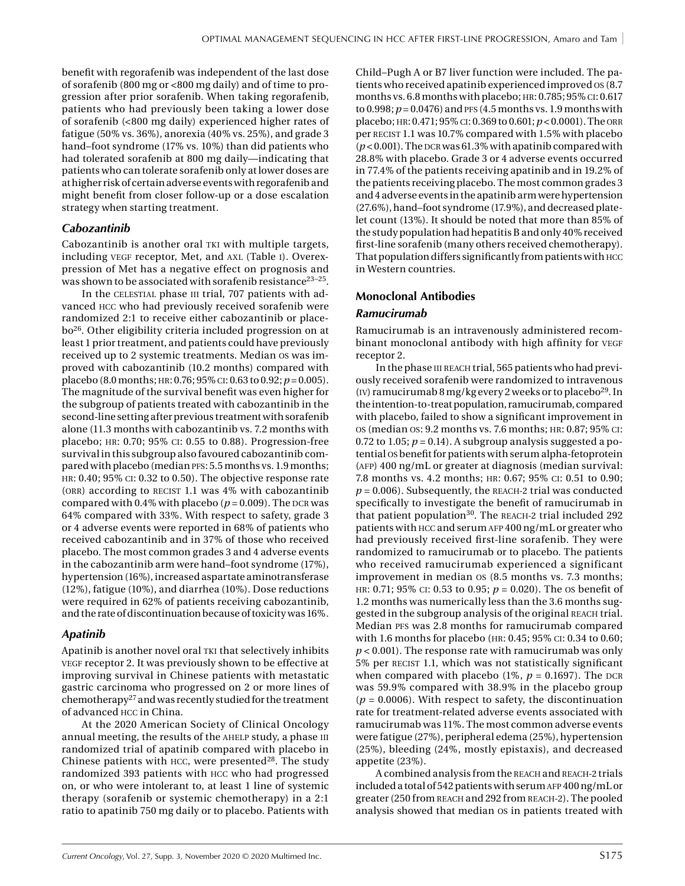benefit with regorafenib was independent of the last dose of sorafenib (800 mg or <800 mg daily) and of time to progression after prior sorafenib. When taking regorafenib, patients who had previously been taking a lower dose of sorafenib (<800 mg daily) experienced higher rates of fatigue (50% vs. 36%), anorexia (40% vs. 25%), and grade 3 hand–foot syndrome (17% vs. 10%) than did patients who had tolerated sorafenib at 800 mg daily—indicating that patients who can tolerate sorafenib only at lower doses are at higher risk of certain adverse events with regorafenib and might benefit from closer follow-up or a dose escalation strategy when starting treatment.

### *Cabozantinib*

Cabozantinib is another oral TKI with multiple targets, including VEGF receptor, Met, and AXL (Table I). Overexpression of Met has a negative effect on prognosis and was shown to be associated with sorafenib resistance[23–25].

In the CELESTIAL phase III trial, 707 patients with advanced HCC who had previously received sorafenib were randomized 2:1 to receive either cabozantinib or placebo[26]. Other eligibility criteria included progression on at least 1 prior treatment, and patients could have previously received up to 2 systemic treatments. Median OS was improved with cabozantinib (10.2 months) compared with placebo (8.0 months; HR: 0.76; 95% CI: 0.63 to 0.92; $p = 0.005$). The magnitude of the survival benefit was even higher for the subgroup of patients treated with cabozantinib in the second-line setting after previous treatment with sorafenib alone (11.3 months with cabozantinib vs. 7.2 months with placebo; HR: 0.70; 95% CI: 0.55 to 0.88). Progression-free survival in this subgroup also favoured cabozantinib compared with placebo (median PFS: 5.5 months vs. 1.9 months; HR: 0.40; 95% CI: 0.32 to 0.50). The objective response rate (ORR) according to RECIST 1.1 was 4% with cabozantinib compared with 0.4% with placebo ($p = 0.009$). The DCR was 64% compared with 33%. With respect to safety, grade 3 or 4 adverse events were reported in 68% of patients who received cabozantinib and in 37% of those who received placebo. The most common grades 3 and 4 adverse events in the cabozantinib arm were hand–foot syndrome (17%), hypertension (16%), increased aspartate aminotransferase (12%), fatigue (10%), and diarrhea (10%). Dose reductions were required in 62% of patients receiving cabozantinib, and the rate of discontinuation because of toxicity was 16%.

### *Apatinib*

Apatinib is another novel oral TKI that selectively inhibits VEGF receptor 2. It was previously shown to be effective at improving survival in Chinese patients with metastatic gastric carcinoma who progressed on 2 or more lines of chemotherapy[27] and was recently studied for the treatment of advanced HCC in China.

At the 2020 American Society of Clinical Oncology annual meeting, the results of the AHELP study, a phase III randomized trial of apatinib compared with placebo in Chinese patients with HCC, were presented[28]. The study randomized 393 patients with HCC who had progressed on, or who were intolerant to, at least 1 line of systemic therapy (sorafenib or systemic chemotherapy) in a 2:1 ratio to apatinib 750 mg daily or to placebo. Patients with Child–Pugh A or B7 liver function were included. The patients who received apatinib experienced improved OS (8.7 months vs. 6.8 months with placebo; HR: 0.785; 95% CI: 0.617 to 0.998; $p = 0.0476$) and PFS (4.5 months vs. 1.9 months with placebo; HR: 0.471; 95% CI: 0.369 to 0.601; $p < 0.0001$). The ORR per RECIST 1.1 was 10.7% compared with 1.5% with placebo ($p < 0.001$). The DCR was 61.3% with apatinib compared with 28.8% with placebo. Grade 3 or 4 adverse events occurred in 77.4% of the patients receiving apatinib and in 19.2% of the patients receiving placebo. The most common grades 3 and 4 adverse events in the apatinib arm were hypertension (27.6%), hand–foot syndrome (17.9%), and decreased platelet count (13%). It should be noted that more than 85% of the study population had hepatitis B and only 40% received first-line sorafenib (many others received chemotherapy). That population differs significantly from patients with HCC in Western countries.

## Monoclonal Antibodies

### *Ramucirumab*

Ramucirumab is an intravenously administered recombinant monoclonal antibody with high affinity for VEGF receptor 2.

In the phase III REACH trial, 565 patients who had previously received sorafenib were randomized to intravenous (IV) ramucirumab 8 mg/kg every 2 weeks or to placebo[29]. In the intention-to-treat population, ramucirumab, compared with placebo, failed to show a significant improvement in OS (median OS: 9.2 months vs. 7.6 months; HR: 0.87; 95% CI: 0.72 to 1.05; $p = 0.14$). A subgroup analysis suggested a potential OS benefit for patients with serum alpha-fetoprotein (AFP) 400 ng/mL or greater at diagnosis (median survival: 7.8 months vs. 4.2 months; HR: 0.67; 95% CI: 0.51 to 0.90; $p = 0.006$). Subsequently, the REACH-2 trial was conducted specifically to investigate the benefit of ramucirumab in that patient population[30]. The REACH-2 trial included 292 patients with HCC and serum AFP 400 ng/mL or greater who had previously received first-line sorafenib. They were randomized to ramucirumab or to placebo. The patients who received ramucirumab experienced a significant improvement in median OS (8.5 months vs. 7.3 months; HR: 0.71; 95% CI: 0.53 to 0.95; $p = 0.020$). The OS benefit of 1.2 months was numerically less than the 3.6 months suggested in the subgroup analysis of the original REACH trial. Median PFS was 2.8 months for ramucirumab compared with 1.6 months for placebo (HR: 0.45; 95% CI: 0.34 to 0.60; $p < 0.001$). The response rate with ramucirumab was only 5% per RECIST 1.1, which was not statistically significant when compared with placebo (1%, $p = 0.1697$). The DCR was 59.9% compared with 38.9% in the placebo group ($p = 0.0006$). With respect to safety, the discontinuation rate for treatment-related adverse events associated with ramucirumab was 11%. The most common adverse events were fatigue (27%), peripheral edema (25%), hypertension (25%), bleeding (24%, mostly epistaxis), and decreased appetite (23%).

A combined analysis from the REACH and REACH-2 trials included a total of 542 patients with serum AFP 400 ng/mL or greater (250 from REACH and 292 from REACH-2). The pooled analysis showed that median OS in patients treated with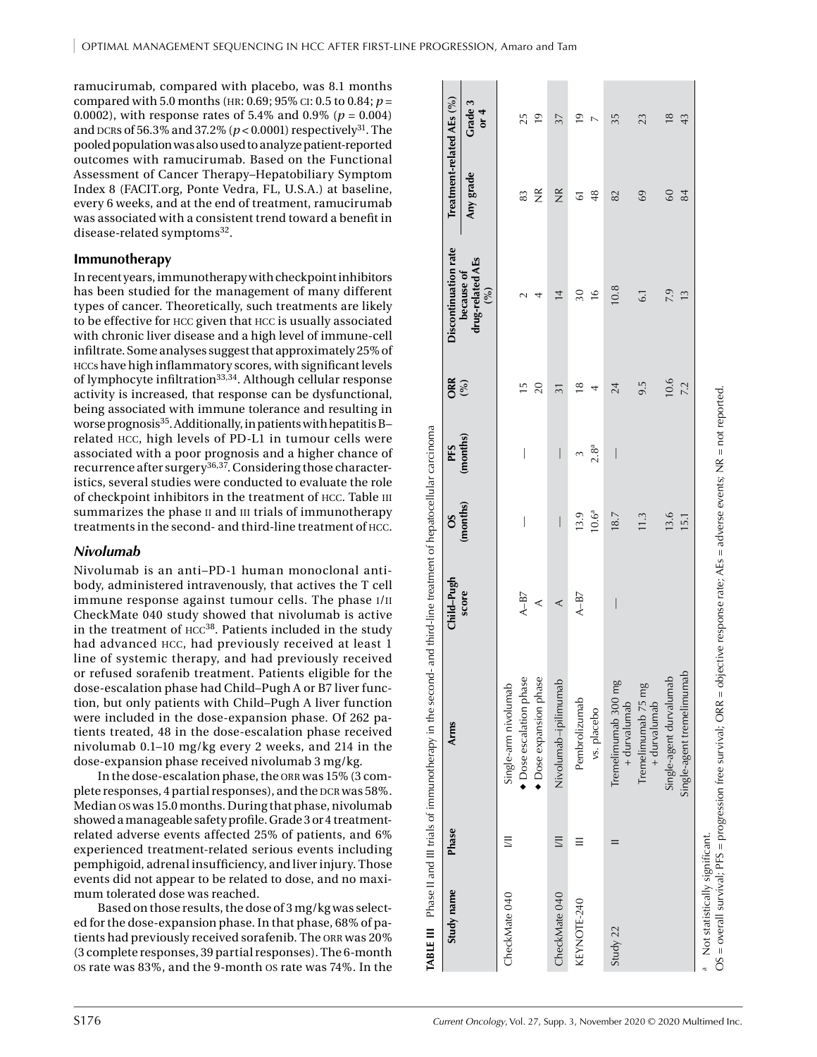ramucirumab, compared with placebo, was 8.1 months compared with 5.0 months (HR: 0.69; 95% CI: 0.5 to 0.84; $p = 0.0002$), with response rates of 5.4% and 0.9% ($p = 0.004$) and DCRs of 56.3% and 37.2% ($p < 0.0001$) respectively[31]. The pooled population was also used to analyze patient-reported outcomes with ramucirumab. Based on the Functional Assessment of Cancer Therapy–Hepatobiliary Symptom Index 8 (FACIT.org, Ponte Vedra, FL, U.S.A.) at baseline, every 6 weeks, and at the end of treatment, ramucirumab was associated with a consistent trend toward a benefit in disease-related symptoms[32].

### Immunotherapy

In recent years, immunotherapy with checkpoint inhibitors has been studied for the management of many different types of cancer. Theoretically, such treatments are likely to be effective for HCC given that HCC is usually associated with chronic liver disease and a high level of immune-cell infiltrate. Some analyses suggest that approximately 25% of HCCs have high inflammatory scores, with significant levels of lymphocyte infiltration[33,34]. Although cellular response activity is increased, that response can be dysfunctional, being associated with immune tolerance and resulting in worse prognosis[35]. Additionally, in patients with hepatitis B–related HCC, high levels of PD-L1 in tumour cells were associated with a poor prognosis and a higher chance of recurrence after surgery[36,37]. Considering those characteristics, several studies were conducted to evaluate the role of checkpoint inhibitors in the treatment of HCC. Table III summarizes the phase II and III trials of immunotherapy treatments in the second- and third-line treatment of HCC.

#### *Nivolumab*

Nivolumab is an anti–PD-1 human monoclonal antibody, administered intravenously, that actives the T cell immune response against tumour cells. The phase I/II CheckMate 040 study showed that nivolumab is active in the treatment of HCC[38]. Patients included in the study had advanced HCC, had previously received at least 1 line of systemic therapy, and had previously received or refused sorafenib treatment. Patients eligible for the dose-escalation phase had Child–Pugh A or B7 liver function, but only patients with Child–Pugh A liver function were included in the dose-expansion phase. Of 262 patients treated, 48 in the dose-escalation phase received nivolumab 0.1–10 mg/kg every 2 weeks, and 214 in the dose-expansion phase received nivolumab 3 mg/kg.

In the dose-escalation phase, the ORR was 15% (3 complete responses, 4 partial responses), and the DCR was 58%. Median OS was 15.0 months. During that phase, nivolumab showed a manageable safety profile. Grade 3 or 4 treatment-related adverse events affected 25% of patients, and 6% experienced treatment-related serious events including pemphigoid, adrenal insufficiency, and liver injury. Those events did not appear to be related to dose, and no maximum tolerated dose was reached.

Based on those results, the dose of 3 mg/kg was selected for the dose-expansion phase. In that phase, 68% of patients had previously received sorafenib. The ORR was 20% (3 complete responses, 39 partial responses). The 6-month OS rate was 83%, and the 9-month OS rate was 74%. In the

**TABLE III** Phase II and III trials of immunotherapy in the second- and third-line treatment of hepatocellular carcinoma

| Study name | Phase | Arms | Child–Pugh score | OS (months) | PFS (months) | ORR (%) | Discontinuation rate because of drug-related AEs (%) | Treatment-related AEs (%) | |
|---|---|---|---|---|---|---|---|---|---|
| | | | | | | | | Any grade | Grade 3 or 4 |
| CheckMate 040 | I/II | Single-arm nivolumab | | | | | | | |
| | | ◆ Dose escalation phase | A–B7 | — | — | 15 | 2 | 83 | 25 |
| | | ◆ Dose expansion phase | A | | | 20 | 4 | NR | 19 |
| CheckMate 040 | I/II | Nivolumab–ipilimumab | A | — | — | 31 | 14 | NR | 37 |
| KEYNOTE-240 | III | Pembrolizumab | A–B7 | 13.9 | 3 | 18 | 30 | 61 | 19 |
| | | vs. placebo | | 10.6[a] | 2.8[a] | 4 | 16 | 48 | 7 |
| Study 22 | II | Tremelimumab 300 mg + durvalumab | — | 18.7 | — | 24 | 10.8 | 82 | 35 |
| | | Tremelimumab 75 mg + durvalumab | | 11.3 | | 9.5 | 6.1 | 69 | 23 |
| | | Single-agent durvalumab | | 13.6 | | 10.6 | 7.9 | 60 | 18 |
| | | Single-agent tremelimumab | | 15.1 | | 7.2 | 13 | 84 | 43 |

[a] Not statistically significant.

OS = overall survival; PFS = progression free survival; ORR = objective response rate; AEs = adverse events; NR = not reported.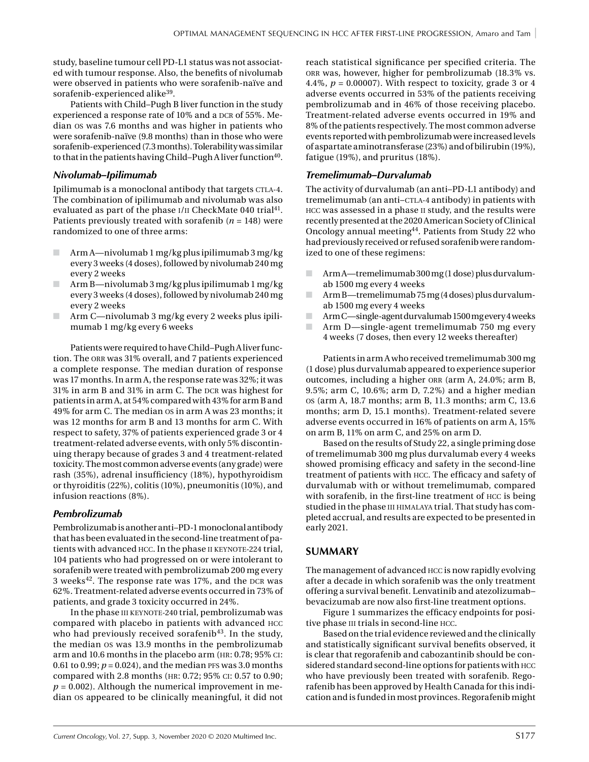study, baseline tumour cell PD-L1 status was not associated with tumour response. Also, the benefits of nivolumab were observed in patients who were sorafenib-naïve and sorafenib-experienced alike[39].

Patients with Child–Pugh B liver function in the study experienced a response rate of 10% and a DCR of 55%. Median OS was 7.6 months and was higher in patients who were sorafenib-naïve (9.8 months) than in those who were sorafenib-experienced (7.3 months). Tolerability was similar to that in the patients having Child–Pugh A liver function[40].

### *Nivolumab–Ipilimumab*

Ipilimumab is a monoclonal antibody that targets CTLA-4. The combination of ipilimumab and nivolumab was also evaluated as part of the phase I/II CheckMate 040 trial[41]. Patients previously treated with sorafenib ($n = 148$) were randomized to one of three arms:

- Arm A—nivolumab 1 mg/kg plus ipilimumab 3 mg/kg every 3 weeks (4 doses), followed by nivolumab 240 mg every 2 weeks
- Arm B—nivolumab 3 mg/kg plus ipilimumab 1 mg/kg every 3 weeks (4 doses), followed by nivolumab 240 mg every 2 weeks
- Arm C—nivolumab 3 mg/kg every 2 weeks plus ipilimumab 1 mg/kg every 6 weeks

Patients were required to have Child–Pugh A liver function. The ORR was 31% overall, and 7 patients experienced a complete response. The median duration of response was 17 months. In arm A, the response rate was 32%; it was 31% in arm B and 31% in arm C. The DCR was highest for patients in arm A, at 54% compared with 43% for arm B and 49% for arm C. The median OS in arm A was 23 months; it was 12 months for arm B and 13 months for arm C. With respect to safety, 37% of patients experienced grade 3 or 4 treatment-related adverse events, with only 5% discontinuing therapy because of grades 3 and 4 treatment-related toxicity. The most common adverse events (any grade) were rash (35%), adrenal insufficiency (18%), hypothyroidism or thyroiditis (22%), colitis (10%), pneumonitis (10%), and infusion reactions (8%).

### *Pembrolizumab*

Pembrolizumab is another anti–PD-1 monoclonal antibody that has been evaluated in the second-line treatment of patients with advanced HCC. In the phase II KEYNOTE-224 trial, 104 patients who had progressed on or were intolerant to sorafenib were treated with pembrolizumab 200 mg every 3 weeks[42]. The response rate was 17%, and the DCR was 62%. Treatment-related adverse events occurred in 73% of patients, and grade 3 toxicity occurred in 24%.

In the phase III KEYNOTE-240 trial, pembrolizumab was compared with placebo in patients with advanced HCC who had previously received sorafenib[43]. In the study, the median OS was 13.9 months in the pembrolizumab arm and 10.6 months in the placebo arm (HR: 0.78; 95% CI: 0.61 to 0.99; $p = 0.024$), and the median PFS was 3.0 months compared with 2.8 months (HR: 0.72; 95% CI: 0.57 to 0.90; $p = 0.002$). Although the numerical improvement in median OS appeared to be clinically meaningful, it did not reach statistical significance per specified criteria. The ORR was, however, higher for pembrolizumab (18.3% vs. 4.4%, $p = 0.00007$). With respect to toxicity, grade 3 or 4 adverse events occurred in 53% of the patients receiving pembrolizumab and in 46% of those receiving placebo. Treatment-related adverse events occurred in 19% and 8% of the patients respectively. The most common adverse events reported with pembrolizumab were increased levels of aspartate aminotransferase (23%) and of bilirubin (19%), fatigue (19%), and pruritus (18%).

### *Tremelimumab–Durvalumab*

The activity of durvalumab (an anti–PD-L1 antibody) and tremelimumab (an anti–CTLA-4 antibody) in patients with HCC was assessed in a phase II study, and the results were recently presented at the 2020 American Society of Clinical Oncology annual meeting[44]. Patients from Study 22 who had previously received or refused sorafenib were randomized to one of these regimens:

- Arm A—tremelimumab 300 mg (1 dose) plus durvalumab 1500 mg every 4 weeks
- Arm B—tremelimumab 75 mg (4 doses) plus durvalumab 1500 mg every 4 weeks
- Arm C—single-agent durvalumab 1500 mg every 4 weeks
- Arm D—single-agent tremelimumab 750 mg every 4 weeks (7 doses, then every 12 weeks thereafter)

Patients in arm A who received tremelimumab 300 mg (1 dose) plus durvalumab appeared to experience superior outcomes, including a higher ORR (arm A, 24.0%; arm B, 9.5%; arm C, 10.6%; arm D, 7.2%) and a higher median OS (arm A, 18.7 months; arm B, 11.3 months; arm C, 13.6 months; arm D, 15.1 months). Treatment-related severe adverse events occurred in 16% of patients on arm A, 15% on arm B, 11% on arm C, and 25% on arm D.

Based on the results of Study 22, a single priming dose of tremelimumab 300 mg plus durvalumab every 4 weeks showed promising efficacy and safety in the second-line treatment of patients with HCC. The efficacy and safety of durvalumab with or without tremelimumab, compared with sorafenib, in the first-line treatment of HCC is being studied in the phase III HIMALAYA trial. That study has completed accrual, and results are expected to be presented in early 2021.

## SUMMARY

The management of advanced HCC is now rapidly evolving after a decade in which sorafenib was the only treatment offering a survival benefit. Lenvatinib and atezolizumab–bevacizumab are now also first-line treatment options.

Figure 1 summarizes the efficacy endpoints for positive phase III trials in second-line HCC.

Based on the trial evidence reviewed and the clinically and statistically significant survival benefits observed, it is clear that regorafenib and cabozantinib should be considered standard second-line options for patients with HCC who have previously been treated with sorafenib. Regorafenib has been approved by Health Canada for this indication and is funded in most provinces. Regorafenib might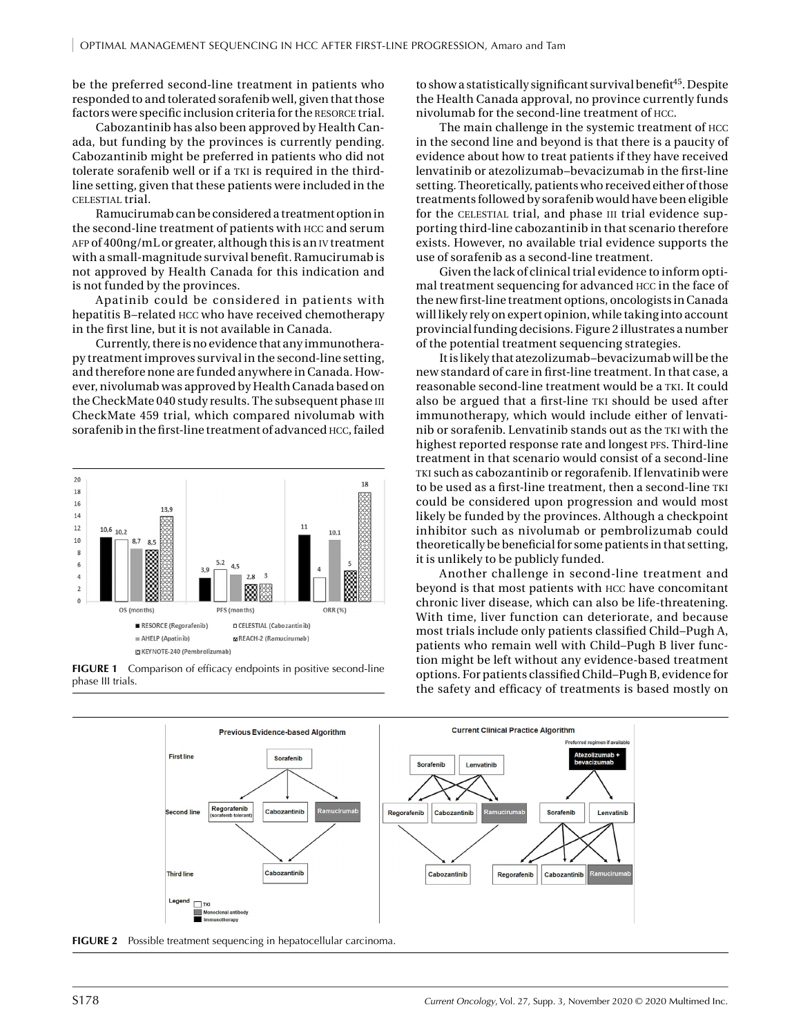be the preferred second-line treatment in patients who responded to and tolerated sorafenib well, given that those factors were specific inclusion criteria for the RESORCE trial.

Cabozantinib has also been approved by Health Canada, but funding by the provinces is currently pending. Cabozantinib might be preferred in patients who did not tolerate sorafenib well or if a TKI is required in the third-line setting, given that these patients were included in the CELESTIAL trial.

Ramucirumab can be considered a treatment option in the second-line treatment of patients with HCC and serum AFP of 400ng/mL or greater, although this is an IV treatment with a small-magnitude survival benefit. Ramucirumab is not approved by Health Canada for this indication and is not funded by the provinces.

Apatinib could be considered in patients with hepatitis B–related HCC who have received chemotherapy in the first line, but it is not available in Canada.

Currently, there is no evidence that any immunotherapy treatment improves survival in the second-line setting, and therefore none are funded anywhere in Canada. However, nivolumab was approved by Health Canada based on the CheckMate 040 study results. The subsequent phase III CheckMate 459 trial, which compared nivolumab with sorafenib in the first-line treatment of advanced HCC, failed to show a statistically significant survival benefit[45]. Despite the Health Canada approval, no province currently funds nivolumab for the second-line treatment of HCC.

20
18
16
14
12
10
8
6
4
2
0

10.6 10.2 8.7 8.5 13.9
3.9 5.2 4.5 2.8 3
11 4 10.1 5 18

OS (months)
PFS (months)
ORR (%)

RESORCE (Regorafenib)
CELESTIAL (Cabozantinib)
AHELP (Apatinib)
REACH-2 (Ramucirumab)
KEYNOTE-240 (Pembrolizumab)

**FIGURE 1** Comparison of efficacy endpoints in positive second-line phase III trials.

The main challenge in the systemic treatment of HCC in the second line and beyond is that there is a paucity of evidence about how to treat patients if they have received lenvatinib or atezolizumab–bevacizumab in the first-line setting. Theoretically, patients who received either of those treatments followed by sorafenib would have been eligible for the CELESTIAL trial, and phase III trial evidence supporting third-line cabozantinib in that scenario therefore exists. However, no available trial evidence supports the use of sorafenib as a second-line treatment.

Given the lack of clinical trial evidence to inform optimal treatment sequencing for advanced HCC in the face of the new first-line treatment options, oncologists in Canada will likely rely on expert opinion, while taking into account provincial funding decisions. Figure 2 illustrates a number of the potential treatment sequencing strategies.

It is likely that atezolizumab–bevacizumab will be the new standard of care in first-line treatment. In that case, a reasonable second-line treatment would be a TKI. It could also be argued that a first-line TKI should be used after immunotherapy, which would include either of lenvatinib or sorafenib. Lenvatinib stands out as the TKI with the highest reported response rate and longest PFS. Third-line treatment in that scenario would consist of a second-line TKI such as cabozantinib or regorafenib. If lenvatinib were to be used as a first-line treatment, then a second-line TKI could be considered upon progression and would most likely be funded by the provinces. Although a checkpoint inhibitor such as nivolumab or pembrolizumab could theoretically be beneficial for some patients in that setting, it is unlikely to be publicly funded.

Another challenge in second-line treatment and beyond is that most patients with HCC have concomitant chronic liver disease, which can also be life-threatening. With time, liver function can deteriorate, and because most trials include only patients classified Child–Pugh A, patients who remain well with Child–Pugh B liver function might be left without any evidence-based treatment options. For patients classified Child–Pugh B, evidence for the safety and efficacy of treatments is based mostly on

Previous Evidence-based Algorithm
First line
Sorafenib
Second line
Regorafenib (sorafenib tolerant)
Cabozantinib
Ramucirumab
Third line
Cabozantinib
Legend
TKI
Monoclonal antibody
Immunotherapy

Current Clinical Practice Algorithm
Preferred regimen if available
Sorafenib
Lenvatinib
Atezolizumab + bevacizumab
Regorafenib
Cabozantinib
Ramucirumab
Sorafenib
Lenvatinib
Cabozantinib
Regorafenib
Cabozantinib
Ramucirumab

**FIGURE 2** Possible treatment sequencing in hepatocellular carcinoma.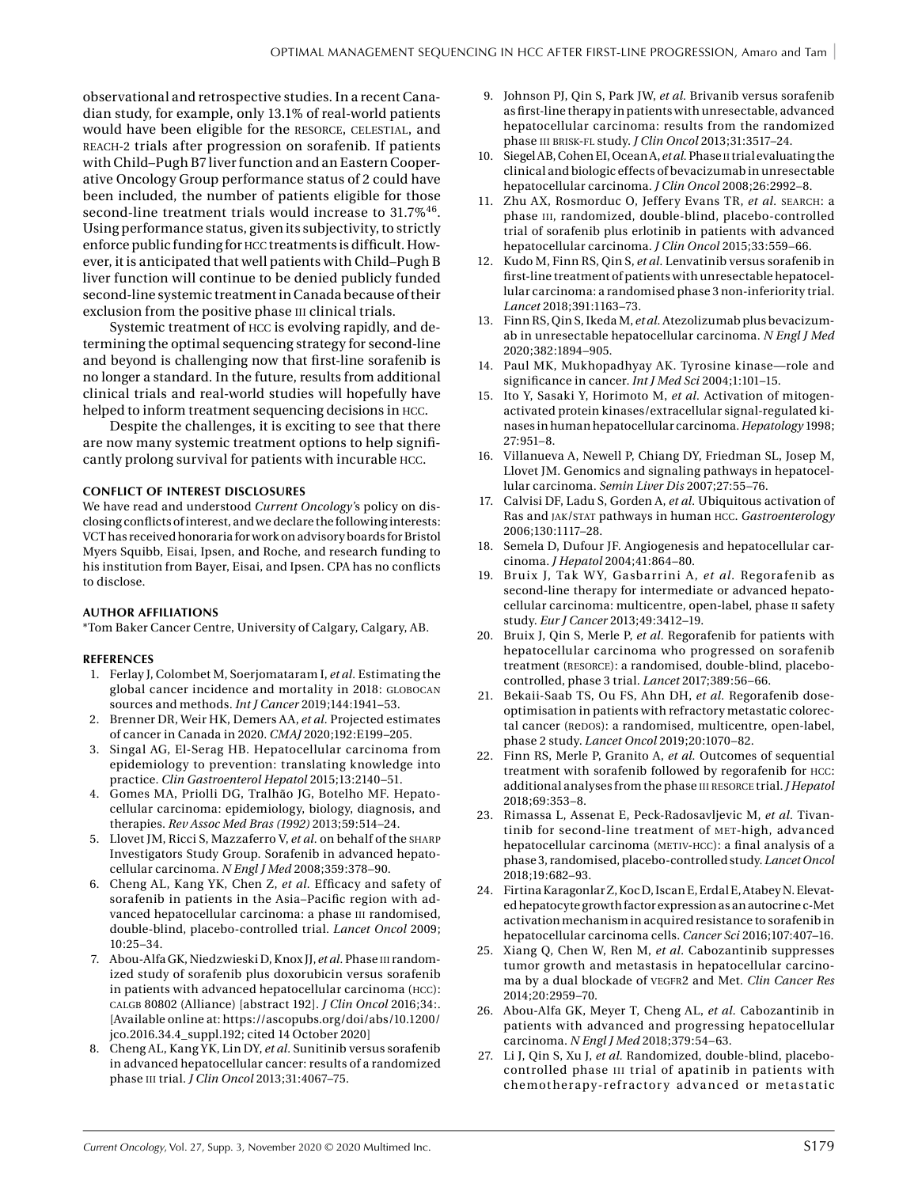observational and retrospective studies. In a recent Canadian study, for example, only 13.1% of real-world patients would have been eligible for the RESORCE, CELESTIAL, and REACH-2 trials after progression on sorafenib. If patients with Child–Pugh B7 liver function and an Eastern Cooperative Oncology Group performance status of 2 could have been included, the number of patients eligible for those second-line treatment trials would increase to 31.7%[46]. Using performance status, given its subjectivity, to strictly enforce public funding for HCC treatments is difficult. However, it is anticipated that well patients with Child–Pugh B liver function will continue to be denied publicly funded second-line systemic treatment in Canada because of their exclusion from the positive phase III clinical trials.

Systemic treatment of HCC is evolving rapidly, and determining the optimal sequencing strategy for second-line and beyond is challenging now that first-line sorafenib is no longer a standard. In the future, results from additional clinical trials and real-world studies will hopefully have helped to inform treatment sequencing decisions in HCC.

Despite the challenges, it is exciting to see that there are now many systemic treatment options to help significantly prolong survival for patients with incurable HCC.

#### CONFLICT OF INTEREST DISCLOSURES

We have read and understood *Current Oncology*'s policy on disclosing conflicts of interest, and we declare the following interests: VCT has received honoraria for work on advisory boards for Bristol Myers Squibb, Eisai, Ipsen, and Roche, and research funding to his institution from Bayer, Eisai, and Ipsen. CPA has no conflicts to disclose.

#### AUTHOR AFFILIATIONS

*Tom Baker Cancer Centre, University of Calgary, Calgary, AB.

#### REFERENCES

1. Ferlay J, Colombet M, Soerjomataram I, *et al.* Estimating the global cancer incidence and mortality in 2018: GLOBOCAN sources and methods. *Int J Cancer* 2019;144:1941–53.
2. Brenner DR, Weir HK, Demers AA, *et al.* Projected estimates of cancer in Canada in 2020. *CMAJ* 2020;192:E199–205.
3. Singal AG, El-Serag HB. Hepatocellular carcinoma from epidemiology to prevention: translating knowledge into practice. *Clin Gastroenterol Hepatol* 2015;13:2140–51.
4. Gomes MA, Priolli DG, Tralhão JG, Botelho MF. Hepatocellular carcinoma: epidemiology, biology, diagnosis, and therapies. *Rev Assoc Med Bras (1992)* 2013;59:514–24.
5. Llovet JM, Ricci S, Mazzaferro V, *et al.* on behalf of the SHARP Investigators Study Group. Sorafenib in advanced hepatocellular carcinoma. *N Engl J Med* 2008;359:378–90.
6. Cheng AL, Kang YK, Chen Z, *et al.* Efficacy and safety of sorafenib in patients in the Asia–Pacific region with advanced hepatocellular carcinoma: a phase III randomised, double-blind, placebo-controlled trial. *Lancet Oncol* 2009; 10:25–34.
7. Abou-Alfa GK, Niedzwieski D, Knox JJ, *et al.* Phase III randomized study of sorafenib plus doxorubicin versus sorafenib in patients with advanced hepatocellular carcinoma (HCC): CALGB 80802 (Alliance) [abstract 192]. *J Clin Oncol* 2016;34:. [Available online at: https://ascopubs.org/doi/abs/10.1200/jco.2016.34.4_suppl.192; cited 14 October 2020]
8. Cheng AL, Kang YK, Lin DY, *et al.* Sunitinib versus sorafenib in advanced hepatocellular cancer: results of a randomized phase III trial. *J Clin Oncol* 2013;31:4067–75.
9. Johnson PJ, Qin S, Park JW, *et al.* Brivanib versus sorafenib as first-line therapy in patients with unresectable, advanced hepatocellular carcinoma: results from the randomized phase III BRISK-FL study. *J Clin Oncol* 2013;31:3517–24.
10. Siegel AB, Cohen EI, Ocean A, *et al.* Phase II trial evaluating the clinical and biologic effects of bevacizumab in unresectable hepatocellular carcinoma. *J Clin Oncol* 2008;26:2992–8.
11. Zhu AX, Rosmorduc O, Jeffery Evans TR, *et al.* SEARCH: a phase III, randomized, double-blind, placebo-controlled trial of sorafenib plus erlotinib in patients with advanced hepatocellular carcinoma. *J Clin Oncol* 2015;33:559–66.
12. Kudo M, Finn RS, Qin S, *et al.* Lenvatinib versus sorafenib in first-line treatment of patients with unresectable hepatocellular carcinoma: a randomised phase 3 non-inferiority trial. *Lancet* 2018;391:1163–73.
13. Finn RS, Qin S, Ikeda M, *et al.* Atezolizumab plus bevacizumab in unresectable hepatocellular carcinoma. *N Engl J Med* 2020;382:1894–905.
14. Paul MK, Mukhopadhyay AK. Tyrosine kinase—role and significance in cancer. *Int J Med Sci* 2004;1:101–15.
15. Ito Y, Sasaki Y, Horimoto M, *et al.* Activation of mitogen-activated protein kinases/extracellular signal-regulated kinases in human hepatocellular carcinoma. *Hepatology* 1998; 27:951–8.
16. Villanueva A, Newell P, Chiang DY, Friedman SL, Josep M, Llovet JM. Genomics and signaling pathways in hepatocellular carcinoma. *Semin Liver Dis* 2007;27:55–76.
17. Calvisi DF, Ladu S, Gorden A, *et al.* Ubiquitous activation of Ras and JAK/STAT pathways in human HCC. *Gastroenterology* 2006;130:1117–28.
18. Semela D, Dufour JF. Angiogenesis and hepatocellular carcinoma. *J Hepatol* 2004;41:864–80.
19. Bruix J, Tak WY, Gasbarrini A, *et al.* Regorafenib as second-line therapy for intermediate or advanced hepatocellular carcinoma: multicentre, open-label, phase II safety study. *Eur J Cancer* 2013;49:3412–19.
20. Bruix J, Qin S, Merle P, *et al.* Regorafenib for patients with hepatocellular carcinoma who progressed on sorafenib treatment (RESORCE): a randomised, double-blind, placebo-controlled, phase 3 trial. *Lancet* 2017;389:56–66.
21. Bekaii-Saab TS, Ou FS, Ahn DH, *et al.* Regorafenib dose-optimisation in patients with refractory metastatic colorectal cancer (ReDOS): a randomised, multicentre, open-label, phase 2 study. *Lancet Oncol* 2019;20:1070–82.
22. Finn RS, Merle P, Granito A, *et al.* Outcomes of sequential treatment with sorafenib followed by regorafenib for HCC: additional analyses from the phase III RESORCE trial. *J Hepatol* 2018;69:353–8.
23. Rimassa L, Assenat E, Peck-Radosavljevic M, *et al.* Tivantinib for second-line treatment of MET-high, advanced hepatocellular carcinoma (METIV-HCC): a final analysis of a phase 3, randomised, placebo-controlled study. *Lancet Oncol* 2018;19:682–93.
24. Firtina Karagonlar Z, Koc D, Iscan E, Erdal E, Atabey N. Elevated hepatocyte growth factor expression as an autocrine c-Met activation mechanism in acquired resistance to sorafenib in hepatocellular carcinoma cells. *Cancer Sci* 2016;107:407–16.
25. Xiang Q, Chen W, Ren M, *et al.* Cabozantinib suppresses tumor growth and metastasis in hepatocellular carcinoma by a dual blockade of VEGFR2 and Met. *Clin Cancer Res* 2014;20:2959–70.
26. Abou-Alfa GK, Meyer T, Cheng AL, *et al.* Cabozantinib in patients with advanced and progressing hepatocellular carcinoma. *N Engl J Med* 2018;379:54–63.
27. Li J, Qin S, Xu J, *et al.* Randomized, double-blind, placebo-controlled phase III trial of apatinib in patients with chemotherapy-refractory advanced or metastatic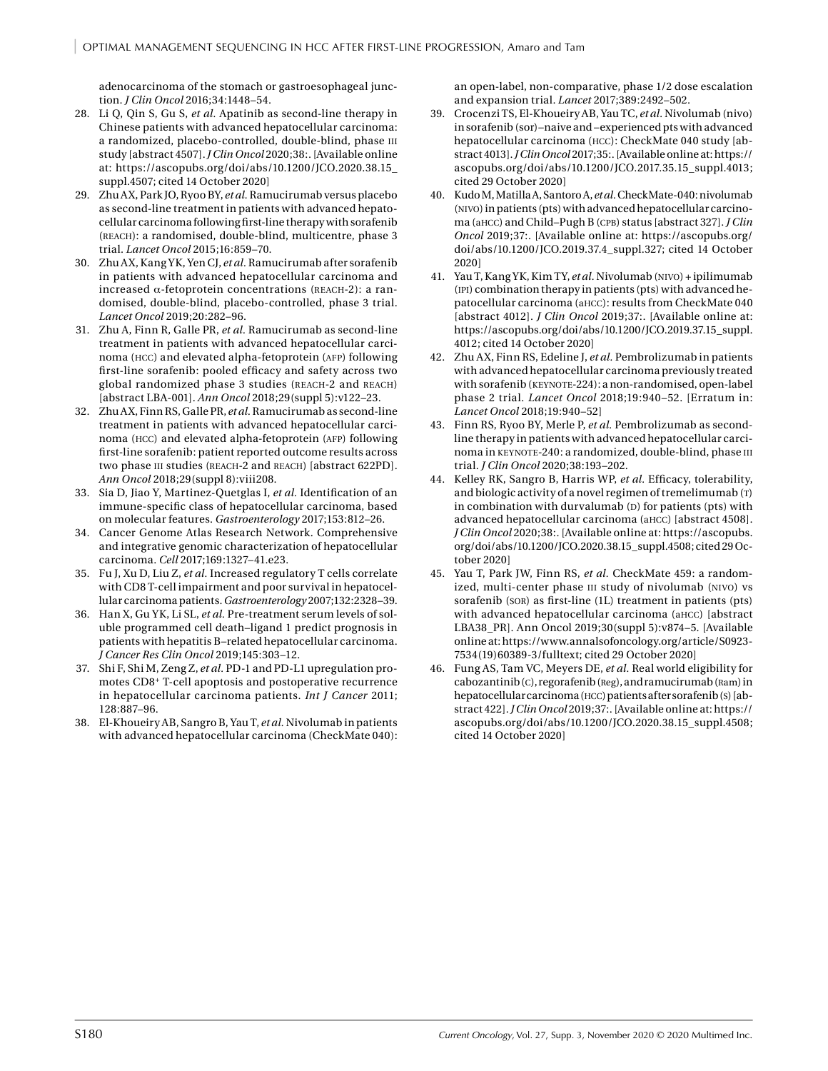adenocarcinoma of the stomach or gastroesophageal junction. *J Clin Oncol* 2016;34:1448–54.

28. Li Q, Qin S, Gu S, *et al.* Apatinib as second-line therapy in Chinese patients with advanced hepatocellular carcinoma: a randomized, placebo-controlled, double-blind, phase III study [abstract 4507]. *J Clin Oncol* 2020;38:. [Available online at: https://ascopubs.org/doi/abs/10.1200/JCO.2020.38.15_suppl.4507; cited 14 October 2020]
29. Zhu AX, Park JO, Ryoo BY, *et al.* Ramucirumab versus placebo as second-line treatment in patients with advanced hepatocellular carcinoma following first-line therapy with sorafenib (REACH): a randomised, double-blind, multicentre, phase 3 trial. *Lancet Oncol* 2015;16:859–70.
30. Zhu AX, Kang YK, Yen CJ, *et al.* Ramucirumab after sorafenib in patients with advanced hepatocellular carcinoma and increased α-fetoprotein concentrations (REACH-2): a randomised, double-blind, placebo-controlled, phase 3 trial. *Lancet Oncol* 2019;20:282–96.
31. Zhu A, Finn R, Galle PR, *et al.* Ramucirumab as second-line treatment in patients with advanced hepatocellular carcinoma (HCC) and elevated alpha-fetoprotein (AFP) following first-line sorafenib: pooled efficacy and safety across two global randomized phase 3 studies (REACH-2 and REACH) [abstract LBA-001]. *Ann Oncol* 2018;29(suppl 5):v122–23.
32. Zhu AX, Finn RS, Galle PR, *et al.* Ramucirumab as second-line treatment in patients with advanced hepatocellular carcinoma (HCC) and elevated alpha-fetoprotein (AFP) following first-line sorafenib: patient reported outcome results across two phase III studies (REACH-2 and REACH) [abstract 622PD]. *Ann Oncol* 2018;29(suppl 8):viii208.
33. Sia D, Jiao Y, Martinez-Quetglas I, *et al.* Identification of an immune-specific class of hepatocellular carcinoma, based on molecular features. *Gastroenterology* 2017;153:812–26.
34. Cancer Genome Atlas Research Network. Comprehensive and integrative genomic characterization of hepatocellular carcinoma. *Cell* 2017;169:1327–41.e23.
35. Fu J, Xu D, Liu Z, *et al.* Increased regulatory T cells correlate with CD8 T-cell impairment and poor survival in hepatocellular carcinoma patients. *Gastroenterology* 2007;132:2328–39.
36. Han X, Gu YK, Li SL, *et al.* Pre-treatment serum levels of soluble programmed cell death–ligand 1 predict prognosis in patients with hepatitis B–related hepatocellular carcinoma. *J Cancer Res Clin Oncol* 2019;145:303–12.
37. Shi F, Shi M, Zeng Z, *et al.* PD-1 and PD-L1 upregulation promotes CD8+ T-cell apoptosis and postoperative recurrence in hepatocellular carcinoma patients. *Int J Cancer* 2011; 128:887–96.
38. El-Khoueiry AB, Sangro B, Yau T, *et al.* Nivolumab in patients with advanced hepatocellular carcinoma (CheckMate 040): an open-label, non-comparative, phase 1/2 dose escalation and expansion trial. *Lancet* 2017;389:2492–502.
39. Crocenzi TS, El-Khoueiry AB, Yau TC, *et al.* Nivolumab (nivo) in sorafenib (SOR)–naive and –experienced pts with advanced hepatocellular carcinoma (HCC): CheckMate 040 study [abstract 4013]. *J Clin Oncol* 2017;35:. [Available online at: https://ascopubs.org/doi/abs/10.1200/JCO.2017.35.15_suppl.4013; cited 29 October 2020]
40. Kudo M, Matilla A, Santoro A, *et al.* CheckMate-040: nivolumab (NIVO) in patients (pts) with advanced hepatocellular carcinoma (aHCC) and Child–Pugh B (CPB) status [abstract 327]. *J Clin Oncol* 2019;37:. [Available online at: https://ascopubs.org/doi/abs/10.1200/JCO.2019.37.4_suppl.327; cited 14 October 2020]
41. Yau T, Kang YK, Kim TY, *et al.* Nivolumab (NIVO) + ipilimumab (IPI) combination therapy in patients (pts) with advanced hepatocellular carcinoma (aHCC): results from CheckMate 040 [abstract 4012]. *J Clin Oncol* 2019;37:. [Available online at: https://ascopubs.org/doi/abs/10.1200/JCO.2019.37.15_suppl.4012; cited 14 October 2020]
42. Zhu AX, Finn RS, Edeline J, *et al.* Pembrolizumab in patients with advanced hepatocellular carcinoma previously treated with sorafenib (KEYNOTE-224): a non-randomised, open-label phase 2 trial. *Lancet Oncol* 2018;19:940–52. [Erratum in: *Lancet Oncol* 2018;19:940–52]
43. Finn RS, Ryoo BY, Merle P, *et al.* Pembrolizumab as second-line therapy in patients with advanced hepatocellular carcinoma in KEYNOTE-240: a randomized, double-blind, phase III trial. *J Clin Oncol* 2020;38:193–202.
44. Kelley RK, Sangro B, Harris WP, *et al.* Efficacy, tolerability, and biologic activity of a novel regimen of tremelimumab (T) in combination with durvalumab (D) for patients (pts) with advanced hepatocellular carcinoma (aHCC) [abstract 4508]. *J Clin Oncol* 2020;38:. [Available online at: https://ascopubs.org/doi/abs/10.1200/JCO.2020.38.15_suppl.4508; cited 29 October 2020]
45. Yau T, Park JW, Finn RS, *et al.* CheckMate 459: a randomized, multi-center phase III study of nivolumab (NIVO) vs sorafenib (SOR) as first-line (1L) treatment in patients (pts) with advanced hepatocellular carcinoma (aHCC) [abstract LBA38_PR]. Ann Oncol 2019;30(suppl 5):v874–5. [Available online at: https://www.annalsofoncology.org/article/S0923-7534(19)60389-3/fulltext; cited 29 October 2020]
46. Fung AS, Tam VC, Meyers DE, *et al.* Real world eligibility for cabozantinib (C), regorafenib (Reg), and ramucirumab (Ram) in hepatocellular carcinoma (HCC) patients after sorafenib (S) [abstract 422]. *J Clin Oncol* 2019;37:. [Available online at: https://ascopubs.org/doi/abs/10.1200/JCO.2020.38.15_suppl.4508; cited 14 October 2020]